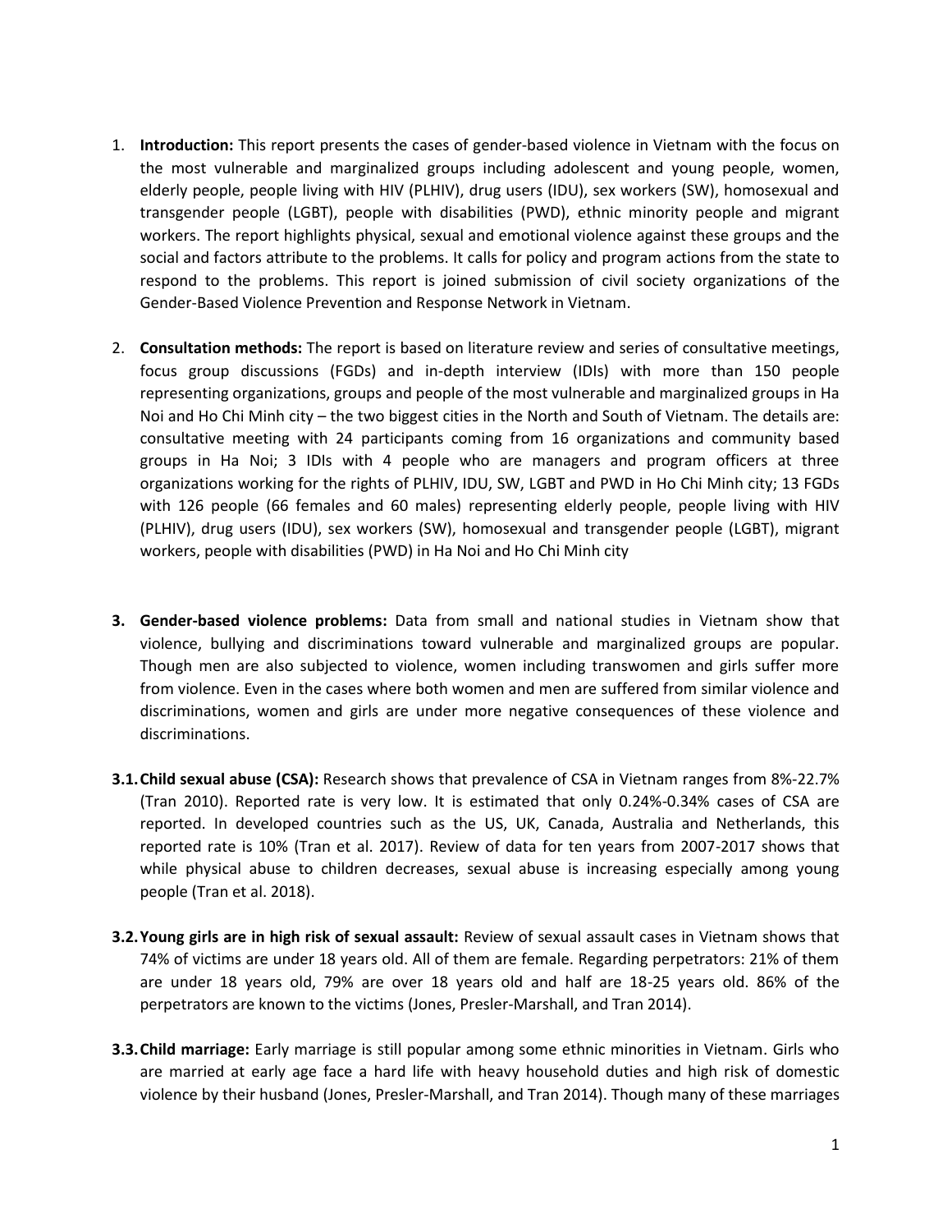1. **Introduction:** This report presents the cases of gender-based violence in Vietnam with the focus on the most vulnerable and marginalized groups including adolescent and young people, women, elderly people, people living with HIV (PLHIV), drug users (IDU), sex workers (SW), homosexual and transgender people (LGBT), people with disabilities (PWD), ethnic minority people and migrant workers. The report highlights physical, sexual and emotional violence against these groups and the social and factors attribute to the problems. It calls for policy and program actions from the state to respond to the problems. This report is joined submission of civil society organizations of the Gender-Based Violence Prevention and Response Network in Vietnam.

2. **Consultation methods:** The report is based on literature review and series of consultative meetings, focus group discussions (FGDs) and in-depth interview (IDIs) with more than 150 people representing organizations, groups and people of the most vulnerable and marginalized groups in Ha Noi and Ho Chi Minh city – the two biggest cities in the North and South of Vietnam. The details are: consultative meeting with 24 participants coming from 16 organizations and community based groups in Ha Noi; 3 IDIs with 4 people who are managers and program officers at three organizations working for the rights of PLHIV, IDU, SW, LGBT and PWD in Ho Chi Minh city; 13 FGDs with 126 people (66 females and 60 males) representing elderly people, people living with HIV (PLHIV), drug users (IDU), sex workers (SW), homosexual and transgender people (LGBT), migrant workers, people with disabilities (PWD) in Ha Noi and Ho Chi Minh city

3. **Gender-based violence problems:** Data from small and national studies in Vietnam show that violence, bullying and discriminations toward vulnerable and marginalized groups are popular. Though men are also subjected to violence, women including transwomen and girls suffer more from violence. Even in the cases where both women and men are suffered from similar violence and discriminations, women and girls are under more negative consequences of these violence and discriminations.

**3.1. Child sexual abuse (CSA):** Research shows that prevalence of CSA in Vietnam ranges from 8%-22.7% (Tran 2010). Reported rate is very low. It is estimated that only 0.24%-0.34% cases of CSA are reported. In developed countries such as the US, UK, Canada, Australia and Netherlands, this reported rate is 10% (Tran et al. 2017). Review of data for ten years from 2007-2017 shows that while physical abuse to children decreases, sexual abuse is increasing especially among young people (Tran et al. 2018).

**3.2. Young girls are in high risk of sexual assault:** Review of sexual assault cases in Vietnam shows that 74% of victims are under 18 years old. All of them are female. Regarding perpetrators: 21% of them are under 18 years old, 79% are over 18 years old and half are 18-25 years old. 86% of the perpetrators are known to the victims (Jones, Presler-Marshall, and Tran 2014).

**3.3. Child marriage:** Early marriage is still popular among some ethnic minorities in Vietnam. Girls who are married at early age face a hard life with heavy household duties and high risk of domestic violence by their husband (Jones, Presler-Marshall, and Tran 2014). Though many of these marriages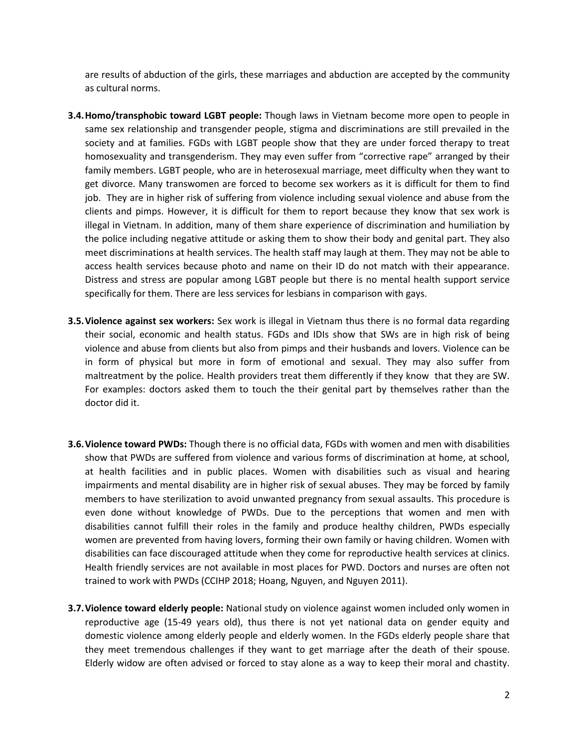are results of abduction of the girls, these marriages and abduction are accepted by the community as cultural norms.

**3.4. Homo/transphobic toward LGBT people:** Though laws in Vietnam become more open to people in same sex relationship and transgender people, stigma and discriminations are still prevailed in the society and at families. FGDs with LGBT people show that they are under forced therapy to treat homosexuality and transgenderism. They may even suffer from "corrective rape" arranged by their family members. LGBT people, who are in heterosexual marriage, meet difficulty when they want to get divorce. Many transwomen are forced to become sex workers as it is difficult for them to find job. They are in higher risk of suffering from violence including sexual violence and abuse from the clients and pimps. However, it is difficult for them to report because they know that sex work is illegal in Vietnam. In addition, many of them share experience of discrimination and humiliation by the police including negative attitude or asking them to show their body and genital part. They also meet discriminations at health services. The health staff may laugh at them. They may not be able to access health services because photo and name on their ID do not match with their appearance. Distress and stress are popular among LGBT people but there is no mental health support service specifically for them. There are less services for lesbians in comparison with gays.

**3.5. Violence against sex workers:** Sex work is illegal in Vietnam thus there is no formal data regarding their social, economic and health status. FGDs and IDIs show that SWs are in high risk of being violence and abuse from clients but also from pimps and their husbands and lovers. Violence can be in form of physical but more in form of emotional and sexual. They may also suffer from maltreatment by the police. Health providers treat them differently if they know that they are SW. For examples: doctors asked them to touch the their genital part by themselves rather than the doctor did it.

**3.6. Violence toward PWDs:** Though there is no official data, FGDs with women and men with disabilities show that PWDs are suffered from violence and various forms of discrimination at home, at school, at health facilities and in public places. Women with disabilities such as visual and hearing impairments and mental disability are in higher risk of sexual abuses. They may be forced by family members to have sterilization to avoid unwanted pregnancy from sexual assaults. This procedure is even done without knowledge of PWDs. Due to the perceptions that women and men with disabilities cannot fulfill their roles in the family and produce healthy children, PWDs especially women are prevented from having lovers, forming their own family or having children. Women with disabilities can face discouraged attitude when they come for reproductive health services at clinics. Health friendly services are not available in most places for PWD. Doctors and nurses are often not trained to work with PWDs (CCIHP 2018; Hoang, Nguyen, and Nguyen 2011).

**3.7. Violence toward elderly people:** National study on violence against women included only women in reproductive age (15-49 years old), thus there is not yet national data on gender equity and domestic violence among elderly people and elderly women. In the FGDs elderly people share that they meet tremendous challenges if they want to get marriage after the death of their spouse. Elderly widow are often advised or forced to stay alone as a way to keep their moral and chastity.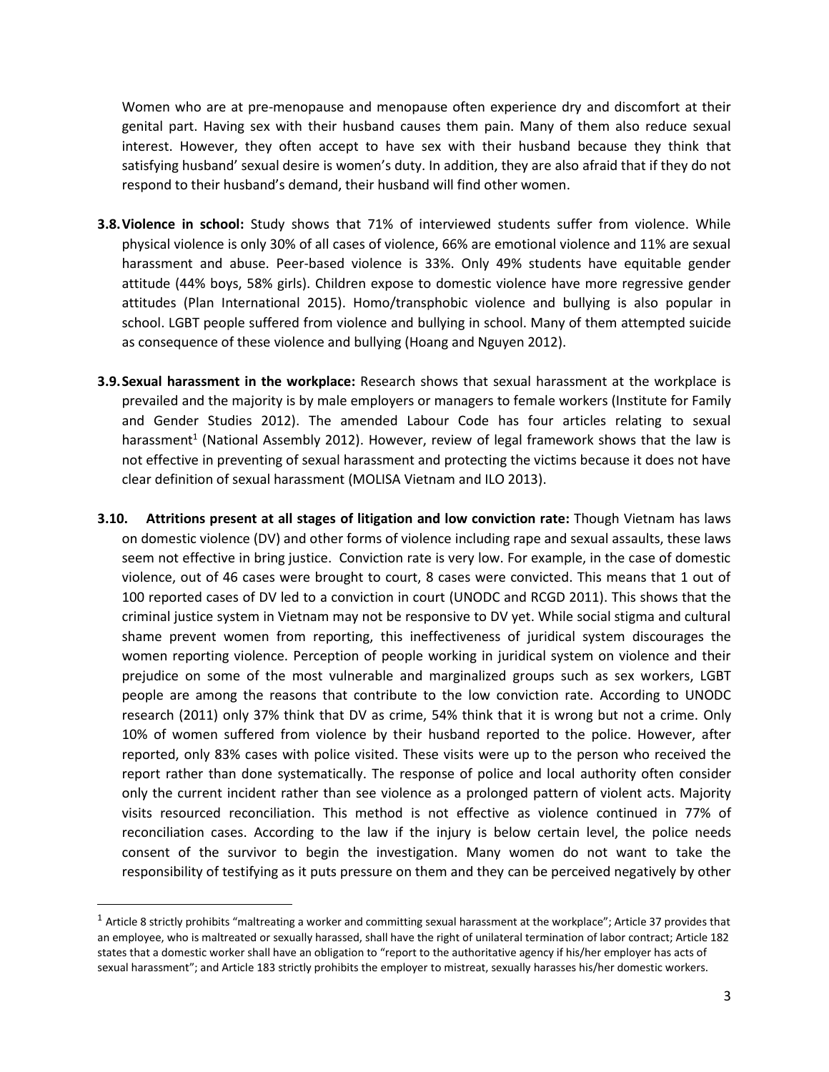Women who are at pre-menopause and menopause often experience dry and discomfort at their genital part. Having sex with their husband causes them pain. Many of them also reduce sexual interest. However, they often accept to have sex with their husband because they think that satisfying husband' sexual desire is women's duty. In addition, they are also afraid that if they do not respond to their husband's demand, their husband will find other women.

**3.8. Violence in school:** Study shows that 71% of interviewed students suffer from violence. While physical violence is only 30% of all cases of violence, 66% are emotional violence and 11% are sexual harassment and abuse. Peer-based violence is 33%. Only 49% students have equitable gender attitude (44% boys, 58% girls). Children expose to domestic violence have more regressive gender attitudes (Plan International 2015). Homo/transphobic violence and bullying is also popular in school. LGBT people suffered from violence and bullying in school. Many of them attempted suicide as consequence of these violence and bullying (Hoang and Nguyen 2012).

**3.9. Sexual harassment in the workplace:** Research shows that sexual harassment at the workplace is prevailed and the majority is by male employers or managers to female workers (Institute for Family and Gender Studies 2012). The amended Labour Code has four articles relating to sexual harassment[1] (National Assembly 2012). However, review of legal framework shows that the law is not effective in preventing of sexual harassment and protecting the victims because it does not have clear definition of sexual harassment (MOLISA Vietnam and ILO 2013).

**3.10. Attritions present at all stages of litigation and low conviction rate:** Though Vietnam has laws on domestic violence (DV) and other forms of violence including rape and sexual assaults, these laws seem not effective in bring justice. Conviction rate is very low. For example, in the case of domestic violence, out of 46 cases were brought to court, 8 cases were convicted. This means that 1 out of 100 reported cases of DV led to a conviction in court (UNODC and RCGD 2011). This shows that the criminal justice system in Vietnam may not be responsive to DV yet. While social stigma and cultural shame prevent women from reporting, this ineffectiveness of juridical system discourages the women reporting violence. Perception of people working in juridical system on violence and their prejudice on some of the most vulnerable and marginalized groups such as sex workers, LGBT people are among the reasons that contribute to the low conviction rate. According to UNODC research (2011) only 37% think that DV as crime, 54% think that it is wrong but not a crime. Only 10% of women suffered from violence by their husband reported to the police. However, after reported, only 83% cases with police visited. These visits were up to the person who received the report rather than done systematically. The response of police and local authority often consider only the current incident rather than see violence as a prolonged pattern of violent acts. Majority visits resourced reconciliation. This method is not effective as violence continued in 77% of reconciliation cases. According to the law if the injury is below certain level, the police needs consent of the survivor to begin the investigation. Many women do not want to take the responsibility of testifying as it puts pressure on them and they can be perceived negatively by other

---

[1] Article 8 strictly prohibits "maltreating a worker and committing sexual harassment at the workplace"; Article 37 provides that an employee, who is maltreated or sexually harassed, shall have the right of unilateral termination of labor contract; Article 182 states that a domestic worker shall have an obligation to "report to the authoritative agency if his/her employer has acts of sexual harassment"; and Article 183 strictly prohibits the employer to mistreat, sexually harasses his/her domestic workers.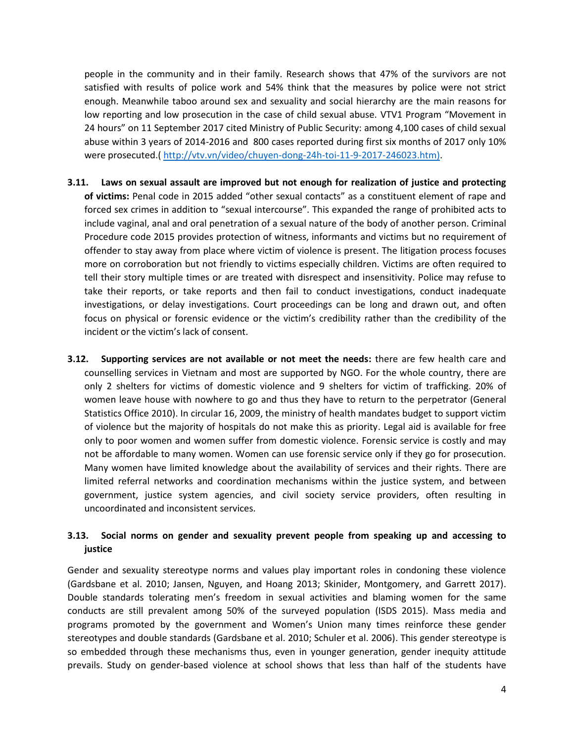people in the community and in their family. Research shows that 47% of the survivors are not satisfied with results of police work and 54% think that the measures by police were not strict enough. Meanwhile taboo around sex and sexuality and social hierarchy are the main reasons for low reporting and low prosecution in the case of child sexual abuse. VTV1 Program "Movement in 24 hours" on 11 September 2017 cited Ministry of Public Security: among 4,100 cases of child sexual abuse within 3 years of 2014-2016 and 800 cases reported during first six months of 2017 only 10% were prosecuted.( http://vtv.vn/video/chuyen-dong-24h-toi-11-9-2017-246023.htm).

**3.11. Laws on sexual assault are improved but not enough for realization of justice and protecting of victims:** Penal code in 2015 added "other sexual contacts" as a constituent element of rape and forced sex crimes in addition to "sexual intercourse". This expanded the range of prohibited acts to include vaginal, anal and oral penetration of a sexual nature of the body of another person. Criminal Procedure code 2015 provides protection of witness, informants and victims but no requirement of offender to stay away from place where victim of violence is present. The litigation process focuses more on corroboration but not friendly to victims especially children. Victims are often required to tell their story multiple times or are treated with disrespect and insensitivity. Police may refuse to take their reports, or take reports and then fail to conduct investigations, conduct inadequate investigations, or delay investigations. Court proceedings can be long and drawn out, and often focus on physical or forensic evidence or the victim's credibility rather than the credibility of the incident or the victim's lack of consent.

**3.12. Supporting services are not available or not meet the needs:** there are few health care and counselling services in Vietnam and most are supported by NGO. For the whole country, there are only 2 shelters for victims of domestic violence and 9 shelters for victim of trafficking. 20% of women leave house with nowhere to go and thus they have to return to the perpetrator (General Statistics Office 2010). In circular 16, 2009, the ministry of health mandates budget to support victim of violence but the majority of hospitals do not make this as priority. Legal aid is available for free only to poor women and women suffer from domestic violence. Forensic service is costly and may not be affordable to many women. Women can use forensic service only if they go for prosecution. Many women have limited knowledge about the availability of services and their rights. There are limited referral networks and coordination mechanisms within the justice system, and between government, justice system agencies, and civil society service providers, often resulting in uncoordinated and inconsistent services.

### 3.13. Social norms on gender and sexuality prevent people from speaking up and accessing to justice

Gender and sexuality stereotype norms and values play important roles in condoning these violence (Gardsbane et al. 2010; Jansen, Nguyen, and Hoang 2013; Skinider, Montgomery, and Garrett 2017). Double standards tolerating men's freedom in sexual activities and blaming women for the same conducts are still prevalent among 50% of the surveyed population (ISDS 2015). Mass media and programs promoted by the government and Women's Union many times reinforce these gender stereotypes and double standards (Gardsbane et al. 2010; Schuler et al. 2006). This gender stereotype is so embedded through these mechanisms thus, even in younger generation, gender inequity attitude prevails. Study on gender-based violence at school shows that less than half of the students have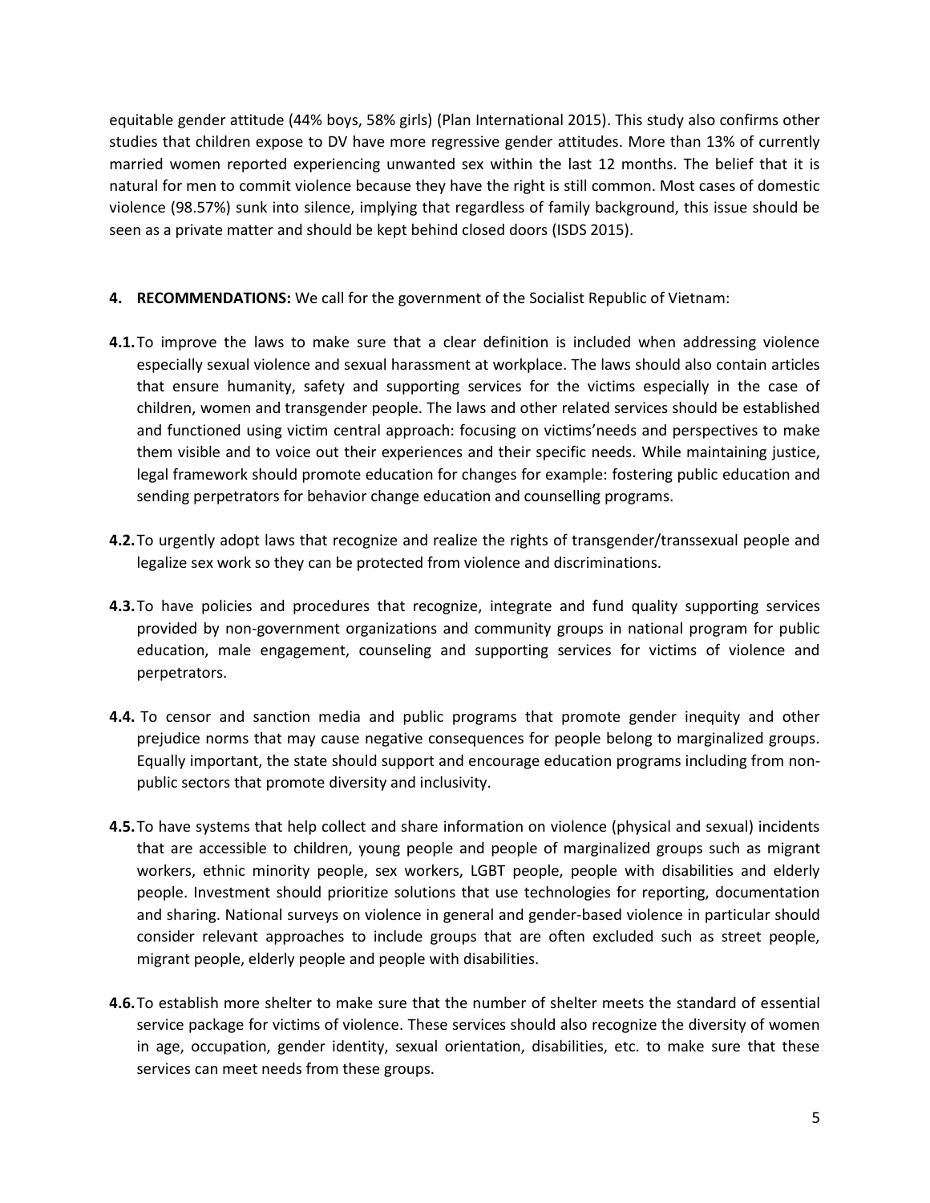equitable gender attitude (44% boys, 58% girls) (Plan International 2015). This study also confirms other studies that children expose to DV have more regressive gender attitudes. More than 13% of currently married women reported experiencing unwanted sex within the last 12 months. The belief that it is natural for men to commit violence because they have the right is still common. Most cases of domestic violence (98.57%) sunk into silence, implying that regardless of family background, this issue should be seen as a private matter and should be kept behind closed doors (ISDS 2015).

**4. RECOMMENDATIONS:** We call for the government of the Socialist Republic of Vietnam:

**4.1.** To improve the laws to make sure that a clear definition is included when addressing violence especially sexual violence and sexual harassment at workplace. The laws should also contain articles that ensure humanity, safety and supporting services for the victims especially in the case of children, women and transgender people. The laws and other related services should be established and functioned using victim central approach: focusing on victims'needs and perspectives to make them visible and to voice out their experiences and their specific needs. While maintaining justice, legal framework should promote education for changes for example: fostering public education and sending perpetrators for behavior change education and counselling programs.

**4.2.** To urgently adopt laws that recognize and realize the rights of transgender/transsexual people and legalize sex work so they can be protected from violence and discriminations.

**4.3.** To have policies and procedures that recognize, integrate and fund quality supporting services provided by non-government organizations and community groups in national program for public education, male engagement, counseling and supporting services for victims of violence and perpetrators.

**4.4.** To censor and sanction media and public programs that promote gender inequity and other prejudice norms that may cause negative consequences for people belong to marginalized groups. Equally important, the state should support and encourage education programs including from non-public sectors that promote diversity and inclusivity.

**4.5.** To have systems that help collect and share information on violence (physical and sexual) incidents that are accessible to children, young people and people of marginalized groups such as migrant workers, ethnic minority people, sex workers, LGBT people, people with disabilities and elderly people. Investment should prioritize solutions that use technologies for reporting, documentation and sharing. National surveys on violence in general and gender-based violence in particular should consider relevant approaches to include groups that are often excluded such as street people, migrant people, elderly people and people with disabilities.

**4.6.** To establish more shelter to make sure that the number of shelter meets the standard of essential service package for victims of violence. These services should also recognize the diversity of women in age, occupation, gender identity, sexual orientation, disabilities, etc. to make sure that these services can meet needs from these groups.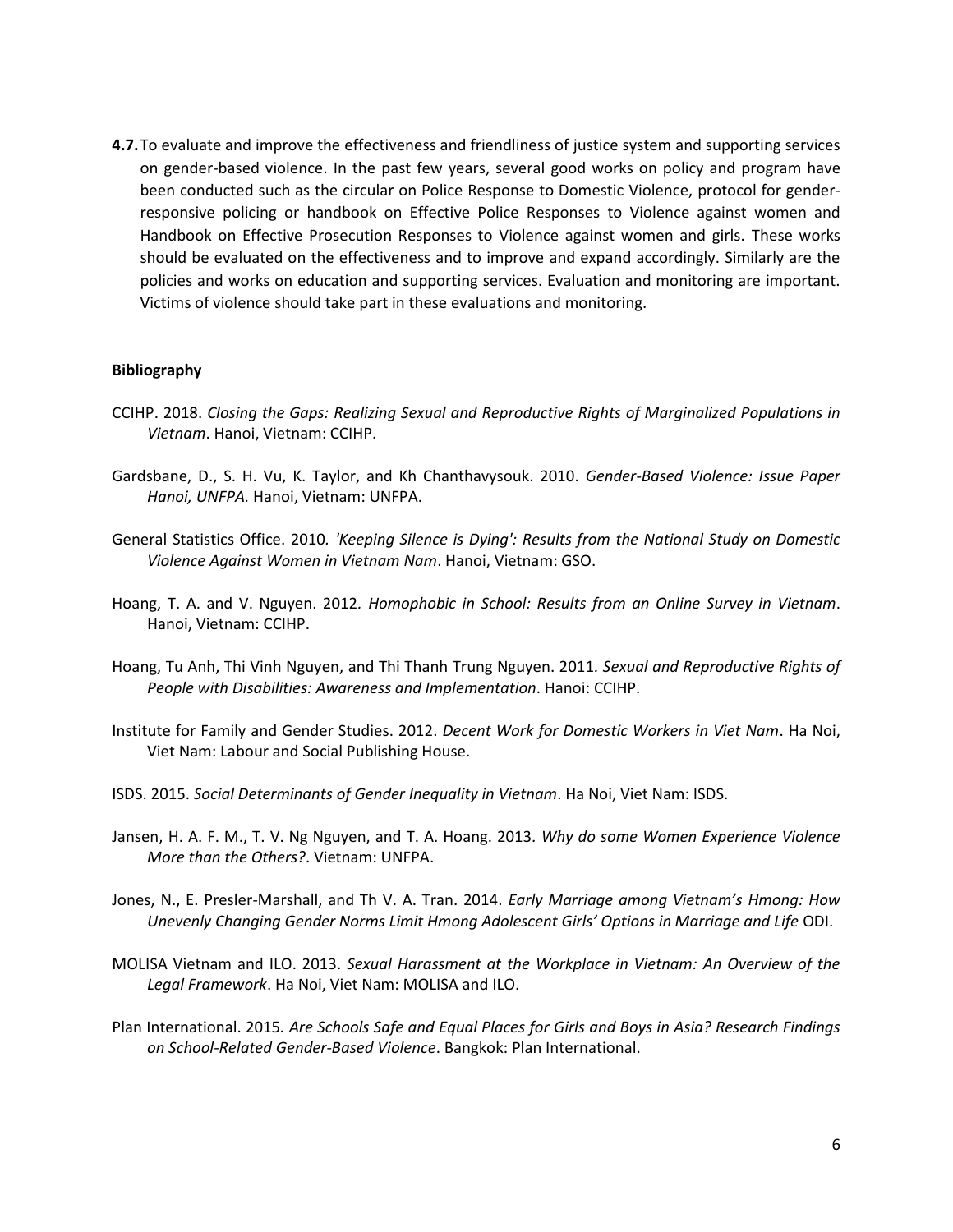**4.7.** To evaluate and improve the effectiveness and friendliness of justice system and supporting services on gender-based violence. In the past few years, several good works on policy and program have been conducted such as the circular on Police Response to Domestic Violence, protocol for gender-responsive policing or handbook on Effective Police Responses to Violence against women and Handbook on Effective Prosecution Responses to Violence against women and girls. These works should be evaluated on the effectiveness and to improve and expand accordingly. Similarly are the policies and works on education and supporting services. Evaluation and monitoring are important. Victims of violence should take part in these evaluations and monitoring.

**Bibliography**

CCIHP. 2018. *Closing the Gaps: Realizing Sexual and Reproductive Rights of Marginalized Populations in Vietnam*. Hanoi, Vietnam: CCIHP.

Gardsbane, D., S. H. Vu, K. Taylor, and Kh Chanthavysouk. 2010. *Gender-Based Violence: Issue Paper Hanoi, UNFPA.* Hanoi, Vietnam: UNFPA.

General Statistics Office. 2010*. 'Keeping Silence is Dying': Results from the National Study on Domestic Violence Against Women in Vietnam Nam*. Hanoi, Vietnam: GSO.

Hoang, T. A. and V. Nguyen. 2012*. Homophobic in School: Results from an Online Survey in Vietnam*. Hanoi, Vietnam: CCIHP.

Hoang, Tu Anh, Thi Vinh Nguyen, and Thi Thanh Trung Nguyen. 2011*. Sexual and Reproductive Rights of People with Disabilities: Awareness and Implementation*. Hanoi: CCIHP.

Institute for Family and Gender Studies. 2012. *Decent Work for Domestic Workers in Viet Nam*. Ha Noi, Viet Nam: Labour and Social Publishing House.

ISDS. 2015. *Social Determinants of Gender Inequality in Vietnam*. Ha Noi, Viet Nam: ISDS.

Jansen, H. A. F. M., T. V. Ng Nguyen, and T. A. Hoang. 2013*. Why do some Women Experience Violence More than the Others?*. Vietnam: UNFPA.

Jones, N., E. Presler-Marshall, and Th V. A. Tran. 2014. *Early Marriage among Vietnam's Hmong: How Unevenly Changing Gender Norms Limit Hmong Adolescent Girls' Options in Marriage and Life* ODI.

MOLISA Vietnam and ILO. 2013. *Sexual Harassment at the Workplace in Vietnam: An Overview of the Legal Framework*. Ha Noi, Viet Nam: MOLISA and ILO.

Plan International. 2015*. Are Schools Safe and Equal Places for Girls and Boys in Asia? Research Findings on School-Related Gender-Based Violence*. Bangkok: Plan International.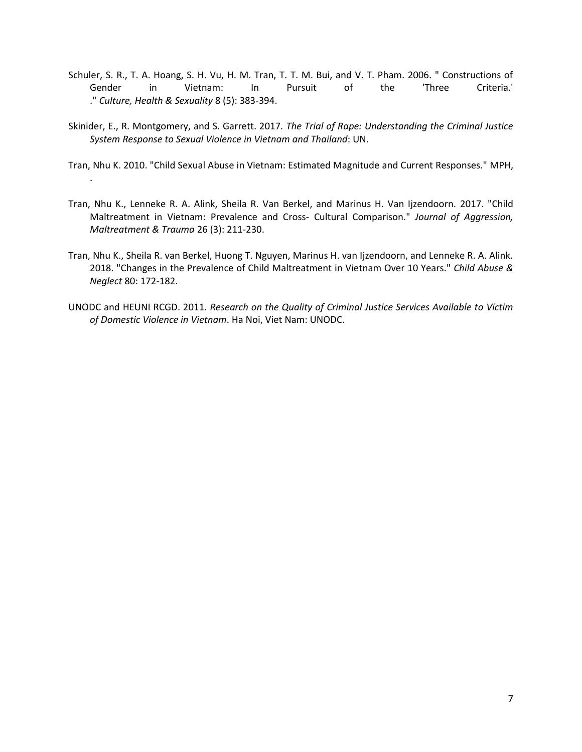Schuler, S. R., T. A. Hoang, S. H. Vu, H. M. Tran, T. T. M. Bui, and V. T. Pham. 2006. " Constructions of Gender in Vietnam: In Pursuit of the 'Three Criteria.' ." *Culture, Health & Sexuality* 8 (5): 383-394.

Skinider, E., R. Montgomery, and S. Garrett. 2017. *The Trial of Rape: Understanding the Criminal Justice System Response to Sexual Violence in Vietnam and Thailand*: UN.

Tran, Nhu K. 2010. "Child Sexual Abuse in Vietnam: Estimated Magnitude and Current Responses." MPH, .

Tran, Nhu K., Lenneke R. A. Alink, Sheila R. Van Berkel, and Marinus H. Van Ijzendoorn. 2017. "Child Maltreatment in Vietnam: Prevalence and Cross- Cultural Comparison." *Journal of Aggression, Maltreatment & Trauma* 26 (3): 211-230.

Tran, Nhu K., Sheila R. van Berkel, Huong T. Nguyen, Marinus H. van Ijzendoorn, and Lenneke R. A. Alink. 2018. "Changes in the Prevalence of Child Maltreatment in Vietnam Over 10 Years." *Child Abuse & Neglect* 80: 172-182.

UNODC and HEUNI RCGD. 2011. *Research on the Quality of Criminal Justice Services Available to Victim of Domestic Violence in Vietnam*. Ha Noi, Viet Nam: UNODC.